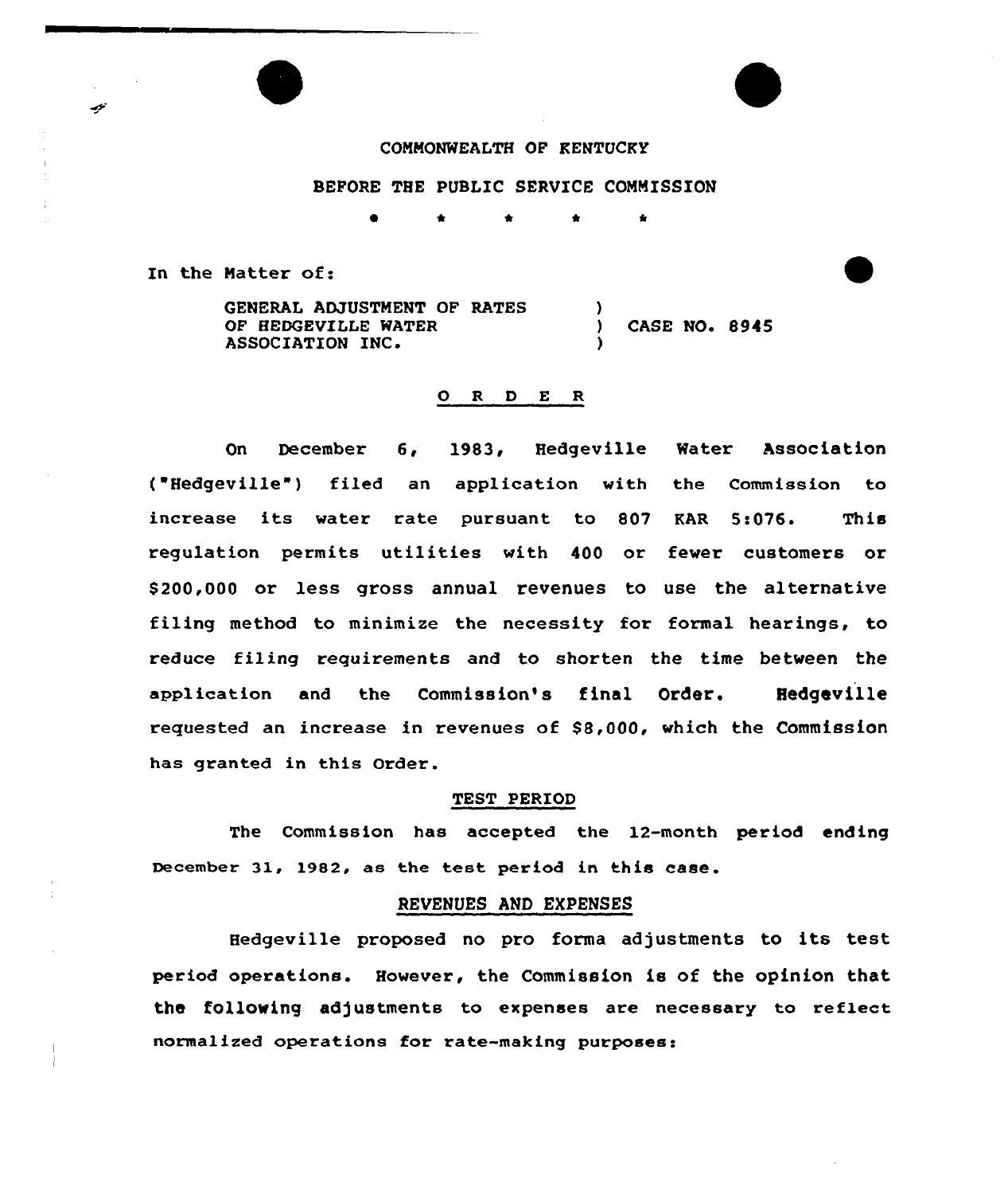COMMONWEALTH OF KENTUCKY

BEFORE THE PUBLIC SERVICE COMMISSION

\* \* \* \* \*

In the Matter of:

| | | |
|---|---|---|
| GENERAL ADJUSTMENT OF RATES OF HEDGEVILLE WATER ASSOCIATION INC. | ) ) ) | CASE NO. 8945 |

## O R D E R

On December 6, 1983, Hedgeville Water Association ("Hedgeville") filed an application with the Commission to increase its water rate pursuant to 807 KAR 5:076. This regulation permits utilities with 400 or fewer customers or $200,000 or less gross annual revenues to use the alternative filing method to minimize the necessity for formal hearings, to reduce filing requirements and to shorten the time between the application and the Commission's final Order. Hedgeville requested an increase in revenues of $8,000, which the Commission has granted in this Order.

### TEST PERIOD

The Commission has accepted the 12-month period ending December 31, 1982, as the test period in this case.

### REVENUES AND EXPENSES

Hedgeville proposed no pro forma adjustments to its test period operations. However, the Commission is of the opinion that the following adjustments to expenses are necessary to reflect normalized operations for rate-making purposes: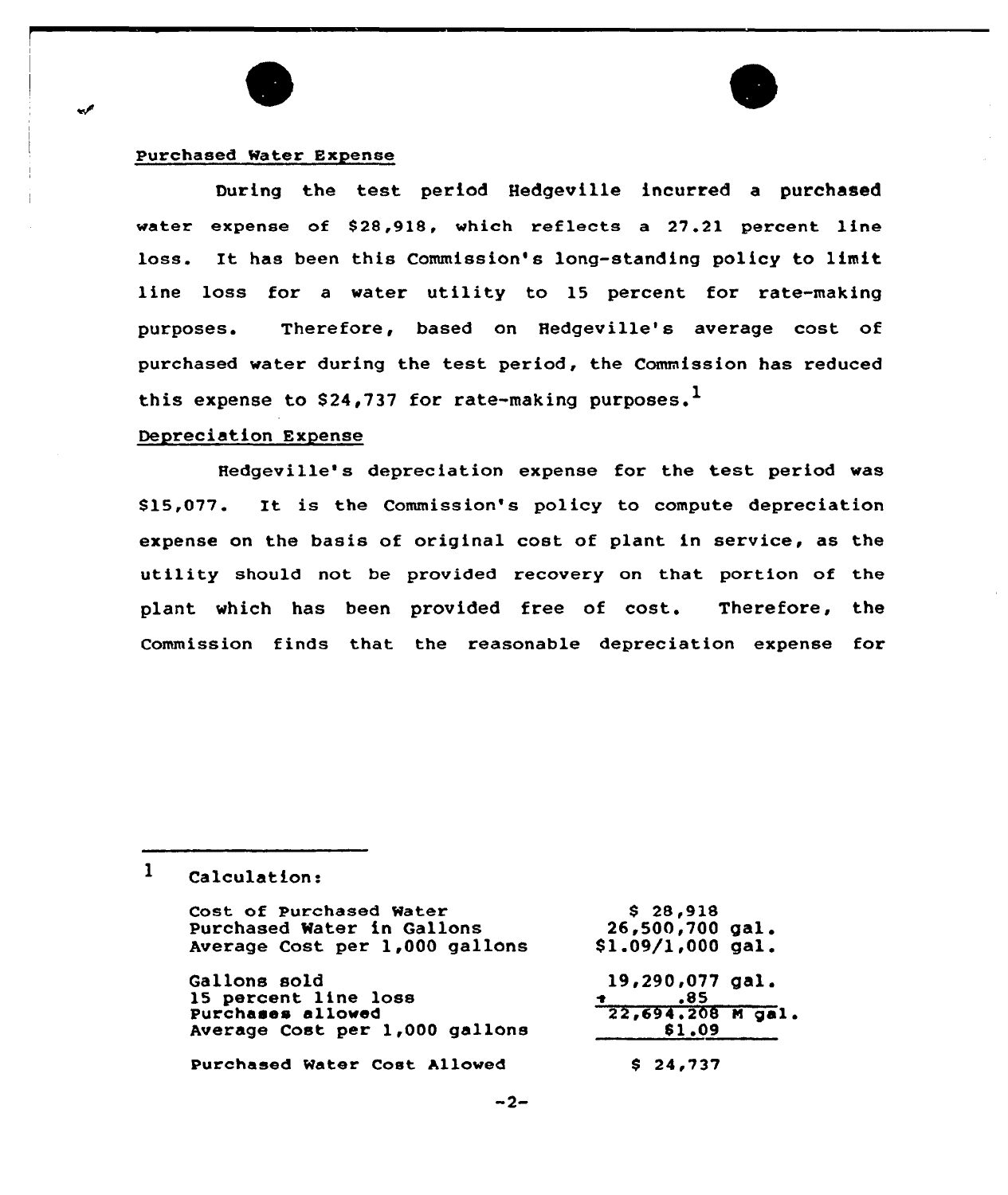Purchased Water Expense

During the test period Hedgeville incurred a purchased water expense of $28,918, which reflects a 27.21 percent line loss. It has been this Commission's long-standing policy to limit line loss for a water utility to 15 percent for rate-making purposes. Therefore, based on Hedgeville's average cost of purchased water during the test period, the Commission has reduced this expense to $24,737 for rate-making purposes.[1]

Depreciation Expense

Hedgeville's depreciation expense for the test period was $15,077. It is the Commission's policy to compute depreciation expense on the basis of original cost of plant in service, as the utility should not be provided recovery on that portion of the plant which has been provided free of cost. Therefore, the Commission finds that the reasonable depreciation expense for

---

[1] Calculation:

| | |
|---|---|
| Cost of Purchased Water | $ 28,918 |
| Purchased Water in Gallons | 26,500,700 gal. |
| Average Cost per 1,000 gallons | $1.09/1,000 gal. |
| | |
| Gallons sold | 19,290,077 gal. |
| 15 percent line loss | ÷ .85 |
| Purchases allowed | 22,694.208 M gal. |
| Average Cost per 1,000 gallons | $1.09 |
| | |
| Purchased Water Cost Allowed | $ 24,737 |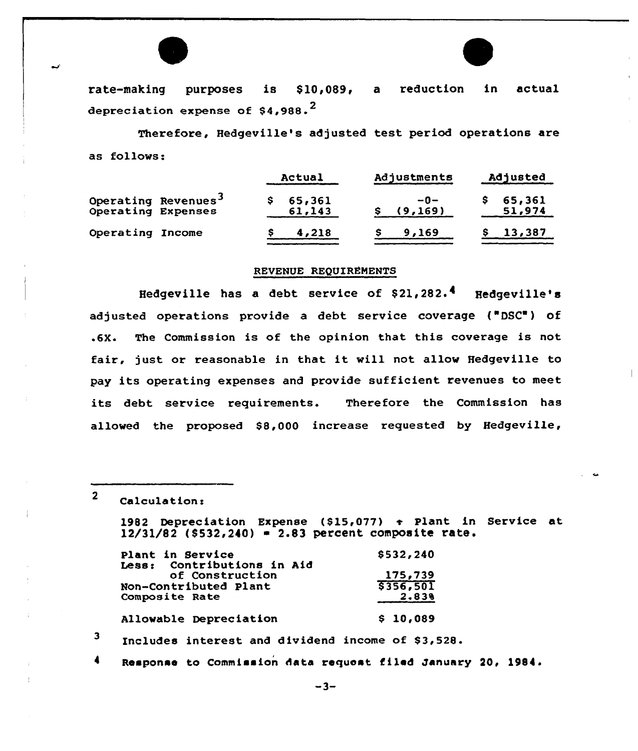rate-making purposes is $10,089, a reduction in actual depreciation expense of $4,988.[2]

Therefore, Hedgeville's adjusted test period operations are as follows:

| | Actual | Adjustments | Adjusted |
|---|---|---|---|
| Operating Revenues[3] | $ 65,361 | -0- | $ 65,361 |
| Operating Expenses | 61,143 | $ (9,169) | 51,974 |
| Operating Income | $ 4,218 | $ 9,169 | $ 13,387 |

REVENUE REQUIREMENTS

Hedgeville has a debt service of $21,282.[4] Hedgeville's adjusted operations provide a debt service coverage ("DSC") of .6X. The Commission is of the opinion that this coverage is not fair, just or reasonable in that it will not allow Hedgeville to pay its operating expenses and provide sufficient revenues to meet its debt service requirements. Therefore the Commission has allowed the proposed $8,000 increase requested by Hedgeville,

---

[2] Calculation:

1982 Depreciation Expense ($15,077) ÷ Plant in Service at 12/31/82 ($532,240) = 2.83 percent composite rate.

| | |
|---|---|
| Plant in Service | $532,240 |
| Less: Contributions in Aid of Construction | 175,739 |
| Non-Contributed Plant | $356,501 |
| Composite Rate | 2.83% |
| Allowable Depreciation | $ 10,089 |

[3] Includes interest and dividend income of $3,528.

[4] Response to Commission data request filed January 20, 1984.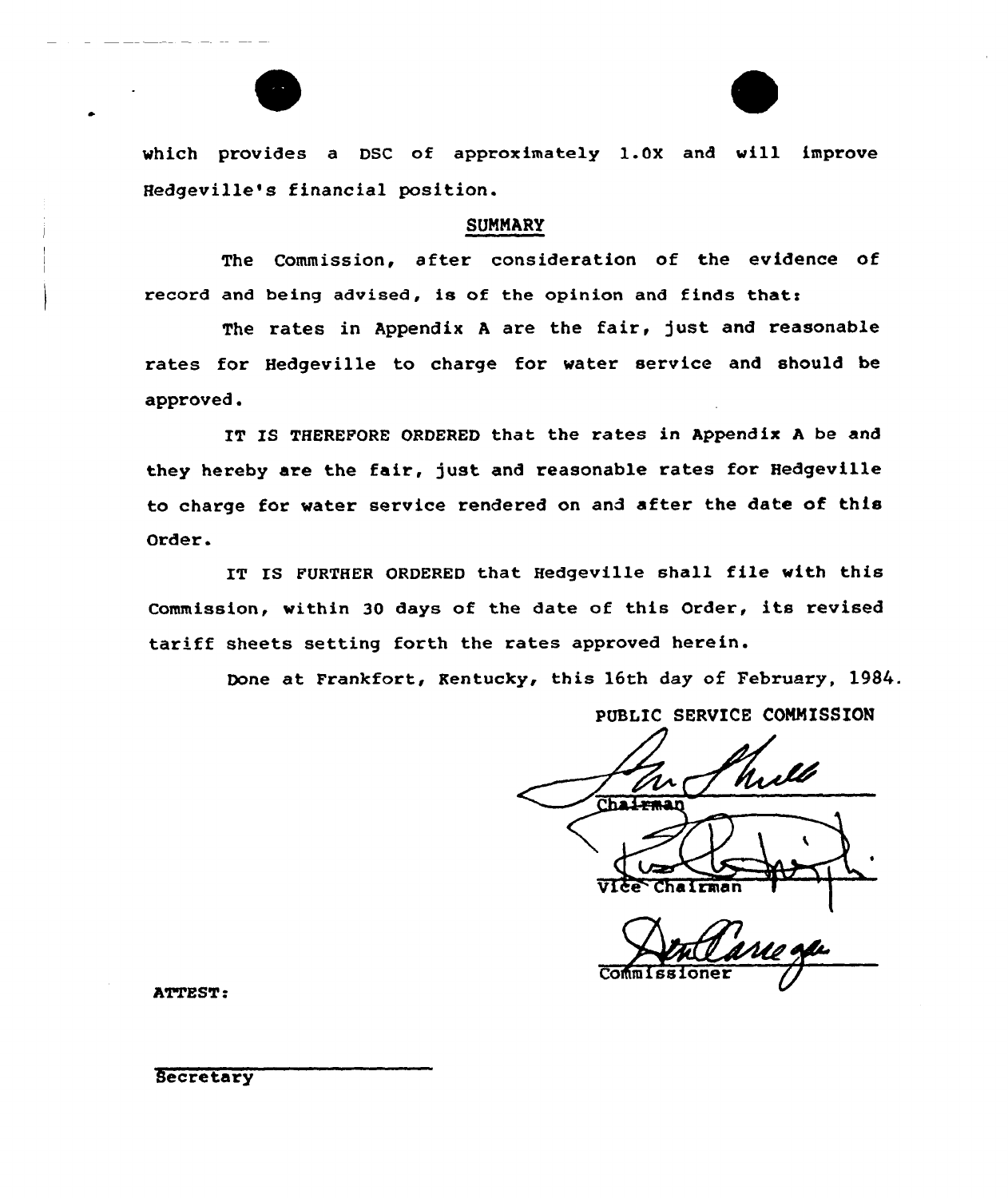which provides a DSC of approximately 1.0X and will improve Hedgeville's financial position.

## SUMMARY

The Commission, after consideration of the evidence of record and being advised, is of the opinion and finds that:

The rates in Appendix A are the fair, just and reasonable rates for Hedgeville to charge for water service and should be approved.

IT IS THEREFORE ORDERED that the rates in Appendix A be and they hereby are the fair, just and reasonable rates for Hedgeville to charge for water service rendered on and after the date of this Order.

IT IS FURTHER ORDERED that Hedgeville shall file with this Commission, within 30 days of the date of this Order, its revised tariff sheets setting forth the rates approved herein.

Done at Frankfort, Kentucky, this 16th day of February, 1984.

PUBLIC SERVICE COMMISSION

Chairman

Vice Chairman

Commissioner

ATTEST:

Secretary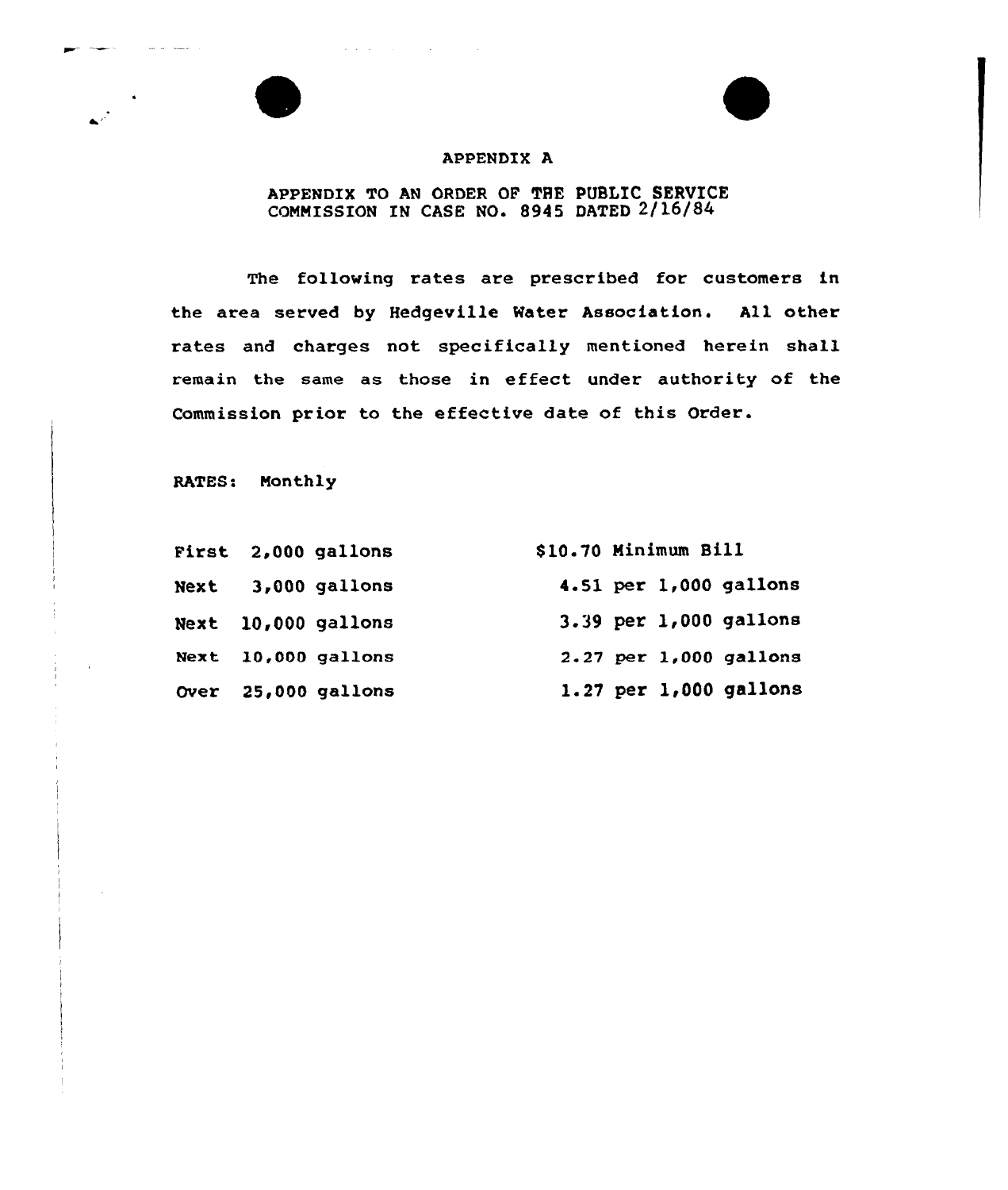# APPENDIX A

## APPENDIX TO AN ORDER OF THE PUBLIC SERVICE COMMISSION IN CASE NO. 8945 DATED 2/16/84

The following rates are prescribed for customers in the area served by Hedgeville Water Association. All other rates and charges not specifically mentioned herein shall remain the same as those in effect under authority of the Commission prior to the effective date of this Order.

RATES: Monthly

| | |
|---|---|
| First 2,000 gallons | $10.70 Minimum Bill |
| Next 3,000 gallons | 4.51 per 1,000 gallons |
| Next 10,000 gallons | 3.39 per 1,000 gallons |
| Next 10,000 gallons | 2.27 per 1,000 gallons |
| Over 25,000 gallons | 1.27 per 1,000 gallons |